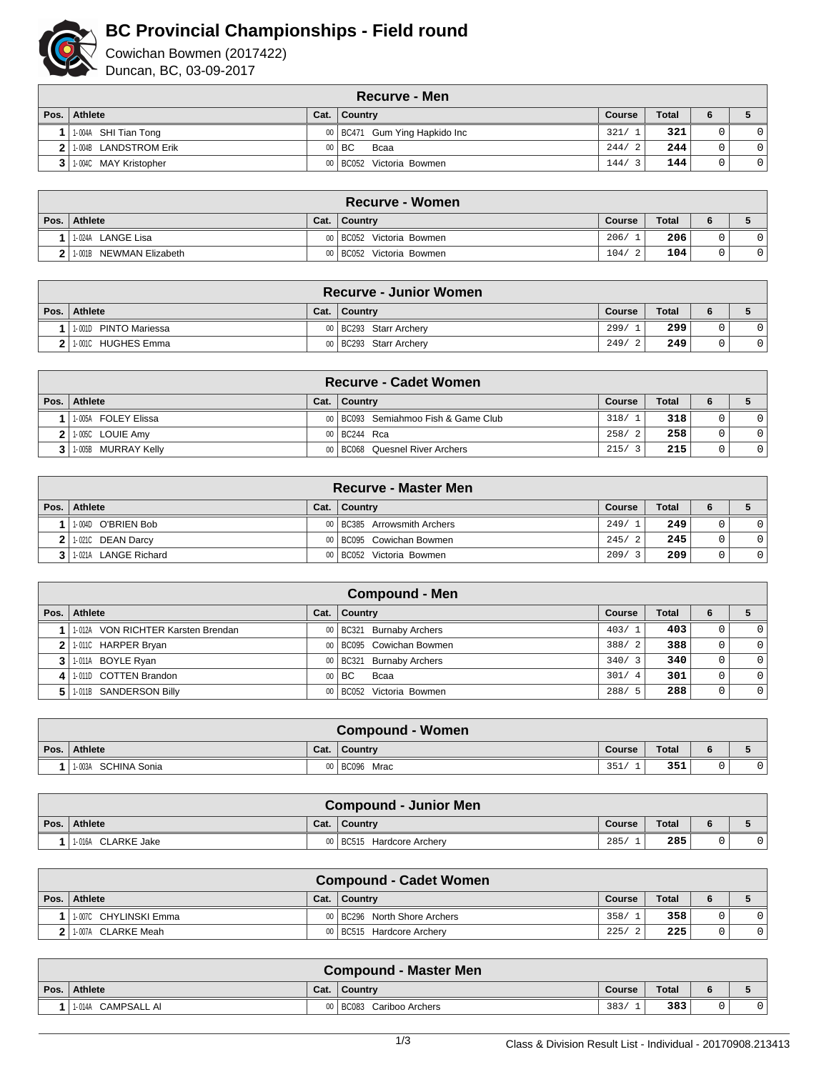# BC Provincial Championships - Field round

Cowichan Bowmen (2017422)
Duncan, BC, 03-09-2017

## Recurve - Men

| Pos. | Athlete | Cat. | Country | Course | Total | 6 | 5 |
|---|---|---|---|---|---|---|---|
| 1 | 1-004A SHI Tian Tong | 00 | BC471 Gum Ying Hapkido Inc | 321/ 1 | 321 | 0 | 0 |
| 2 | 1-004B LANDSTROM Erik | 00 | BC Bcaa | 244/ 2 | 244 | 0 | 0 |
| 3 | 1-004C MAY Kristopher | 00 | BC052 Victoria Bowmen | 144/ 3 | 144 | 0 | 0 |

## Recurve - Women

| Pos. | Athlete | Cat. | Country | Course | Total | 6 | 5 |
|---|---|---|---|---|---|---|---|
| 1 | 1-024A LANGE Lisa | 00 | BC052 Victoria Bowmen | 206/ 1 | 206 | 0 | 0 |
| 2 | 1-001B NEWMAN Elizabeth | 00 | BC052 Victoria Bowmen | 104/ 2 | 104 | 0 | 0 |

## Recurve - Junior Women

| Pos. | Athlete | Cat. | Country | Course | Total | 6 | 5 |
|---|---|---|---|---|---|---|---|
| 1 | 1-001D PINTO Mariessa | 00 | BC293 Starr Archery | 299/ 1 | 299 | 0 | 0 |
| 2 | 1-001C HUGHES Emma | 00 | BC293 Starr Archery | 249/ 2 | 249 | 0 | 0 |

## Recurve - Cadet Women

| Pos. | Athlete | Cat. | Country | Course | Total | 6 | 5 |
|---|---|---|---|---|---|---|---|
| 1 | 1-005A FOLEY Elissa | 00 | BC093 Semiahmoo Fish & Game Club | 318/ 1 | 318 | 0 | 0 |
| 2 | 1-005C LOUIE Amy | 00 | BC244 Rca | 258/ 2 | 258 | 0 | 0 |
| 3 | 1-005B MURRAY Kelly | 00 | BC068 Quesnel River Archers | 215/ 3 | 215 | 0 | 0 |

## Recurve - Master Men

| Pos. | Athlete | Cat. | Country | Course | Total | 6 | 5 |
|---|---|---|---|---|---|---|---|
| 1 | 1-004D O'BRIEN Bob | 00 | BC385 Arrowsmith Archers | 249/ 1 | 249 | 0 | 0 |
| 2 | 1-021C DEAN Darcy | 00 | BC095 Cowichan Bowmen | 245/ 2 | 245 | 0 | 0 |
| 3 | 1-021A LANGE Richard | 00 | BC052 Victoria Bowmen | 209/ 3 | 209 | 0 | 0 |

## Compound - Men

| Pos. | Athlete | Cat. | Country | Course | Total | 6 | 5 |
|---|---|---|---|---|---|---|---|
| 1 | 1-012A VON RICHTER Karsten Brendan | 00 | BC321 Burnaby Archers | 403/ 1 | 403 | 0 | 0 |
| 2 | 1-011C HARPER Bryan | 00 | BC095 Cowichan Bowmen | 388/ 2 | 388 | 0 | 0 |
| 3 | 1-011A BOYLE Ryan | 00 | BC321 Burnaby Archers | 340/ 3 | 340 | 0 | 0 |
| 4 | 1-011D COTTEN Brandon | 00 | BC Bcaa | 301/ 4 | 301 | 0 | 0 |
| 5 | 1-011B SANDERSON Billy | 00 | BC052 Victoria Bowmen | 288/ 5 | 288 | 0 | 0 |

## Compound - Women

| Pos. | Athlete | Cat. | Country | Course | Total | 6 | 5 |
|---|---|---|---|---|---|---|---|
| 1 | 1-003A SCHINA Sonia | 00 | BC096 Mrac | 351/ 1 | 351 | 0 | 0 |

## Compound - Junior Men

| Pos. | Athlete | Cat. | Country | Course | Total | 6 | 5 |
|---|---|---|---|---|---|---|---|
| 1 | 1-016A CLARKE Jake | 00 | BC515 Hardcore Archery | 285/ 1 | 285 | 0 | 0 |

## Compound - Cadet Women

| Pos. | Athlete | Cat. | Country | Course | Total | 6 | 5 |
|---|---|---|---|---|---|---|---|
| 1 | 1-007C CHYLINSKI Emma | 00 | BC296 North Shore Archers | 358/ 1 | 358 | 0 | 0 |
| 2 | 1-007A CLARKE Meah | 00 | BC515 Hardcore Archery | 225/ 2 | 225 | 0 | 0 |

## Compound - Master Men

| Pos. | Athlete | Cat. | Country | Course | Total | 6 | 5 |
|---|---|---|---|---|---|---|---|
| 1 | 1-014A CAMPSALL Al | 00 | BC083 Cariboo Archers | 383/ 1 | 383 | 0 | 0 |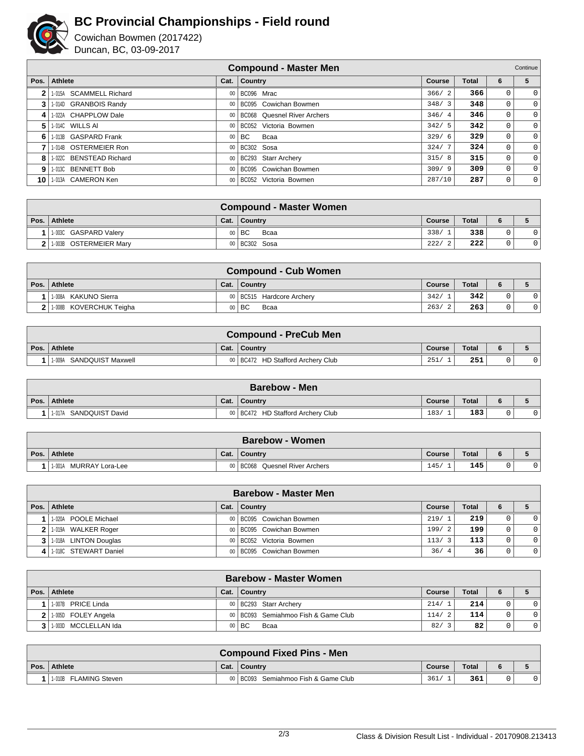# BC Provincial Championships - Field round

Cowichan Bowmen (2017422)
Duncan, BC, 03-09-2017

## Compound - Master Men

Continue

| Pos. | Athlete | Cat. | Country | Course | Total | 6 | 5 |
|---|---|---|---|---|---|---|---|
| 2 | 1-015A SCAMMELL Richard | 00 | BC096 Mrac | 366/ 2 | 366 | 0 | 0 |
| 3 | 1-014D GRANBOIS Randy | 00 | BC095 Cowichan Bowmen | 348/ 3 | 348 | 0 | 0 |
| 4 | 1-022A CHAPPLOW Dale | 00 | BC068 Quesnel River Archers | 346/ 4 | 346 | 0 | 0 |
| 5 | 1-014C WILLS Al | 00 | BC052 Victoria Bowmen | 342/ 5 | 342 | 0 | 0 |
| 6 | 1-013B GASPARD Frank | 00 | BC Bcaa | 329/ 6 | 329 | 0 | 0 |
| 7 | 1-014B OSTERMEIER Ron | 00 | BC302 Sosa | 324/ 7 | 324 | 0 | 0 |
| 8 | 1-022C BENSTEAD Richard | 00 | BC293 Starr Archery | 315/ 8 | 315 | 0 | 0 |
| 9 | 1-013C BENNETT Bob | 00 | BC095 Cowichan Bowmen | 309/ 9 | 309 | 0 | 0 |
| 10 | 1-013A CAMERON Ken | 00 | BC052 Victoria Bowmen | 287/10 | 287 | 0 | 0 |

## Compound - Master Women

| Pos. | Athlete | Cat. | Country | Course | Total | 6 | 5 |
|---|---|---|---|---|---|---|---|
| 1 | 1-003C GASPARD Valery | 00 | BC Bcaa | 338/ 1 | 338 | 0 | 0 |
| 2 | 1-003B OSTERMEIER Mary | 00 | BC302 Sosa | 222/ 2 | 222 | 0 | 0 |

## Compound - Cub Women

| Pos. | Athlete | Cat. | Country | Course | Total | 6 | 5 |
|---|---|---|---|---|---|---|---|
| 1 | 1-008A KAKUNO Sierra | 00 | BC515 Hardcore Archery | 342/ 1 | 342 | 0 | 0 |
| 2 | 1-008B KOVERCHUK Teigha | 00 | BC Bcaa | 263/ 2 | 263 | 0 | 0 |

## Compound - PreCub Men

| Pos. | Athlete | Cat. | Country | Course | Total | 6 | 5 |
|---|---|---|---|---|---|---|---|
| 1 | 1-009A SANDQUIST Maxwell | 00 | BC472 HD Stafford Archery Club | 251/ 1 | 251 | 0 | 0 |

## Barebow - Men

| Pos. | Athlete | Cat. | Country | Course | Total | 6 | 5 |
|---|---|---|---|---|---|---|---|
| 1 | 1-017A SANDQUIST David | 00 | BC472 HD Stafford Archery Club | 183/ 1 | 183 | 0 | 0 |

## Barebow - Women

| Pos. | Athlete | Cat. | Country | Course | Total | 6 | 5 |
|---|---|---|---|---|---|---|---|
| 1 | 1-001A MURRAY Lora-Lee | 00 | BC068 Quesnel River Archers | 145/ 1 | 145 | 0 | 0 |

## Barebow - Master Men

| Pos. | Athlete | Cat. | Country | Course | Total | 6 | 5 |
|---|---|---|---|---|---|---|---|
| 1 | 1-020A POOLE Michael | 00 | BC095 Cowichan Bowmen | 219/ 1 | 219 | 0 | 0 |
| 2 | 1-019A WALKER Roger | 00 | BC095 Cowichan Bowmen | 199/ 2 | 199 | 0 | 0 |
| 3 | 1-018A LINTON Douglas | 00 | BC052 Victoria Bowmen | 113/ 3 | 113 | 0 | 0 |
| 4 | 1-018C STEWART Daniel | 00 | BC095 Cowichan Bowmen | 36/ 4 | 36 | 0 | 0 |

## Barebow - Master Women

| Pos. | Athlete | Cat. | Country | Course | Total | 6 | 5 |
|---|---|---|---|---|---|---|---|
| 1 | 1-007B PRICE Linda | 00 | BC293 Starr Archery | 214/ 1 | 214 | 0 | 0 |
| 2 | 1-005D FOLEY Angela | 00 | BC093 Semiahmoo Fish & Game Club | 114/ 2 | 114 | 0 | 0 |
| 3 | 1-003D MCCLELLAN Ida | 00 | BC Bcaa | 82/ 3 | 82 | 0 | 0 |

## Compound Fixed Pins - Men

| Pos. | Athlete | Cat. | Country | Course | Total | 6 | 5 |
|---|---|---|---|---|---|---|---|
| 1 | 1-010B FLAMING Steven | 00 | BC093 Semiahmoo Fish & Game Club | 361/ 1 | 361 | 0 | 0 |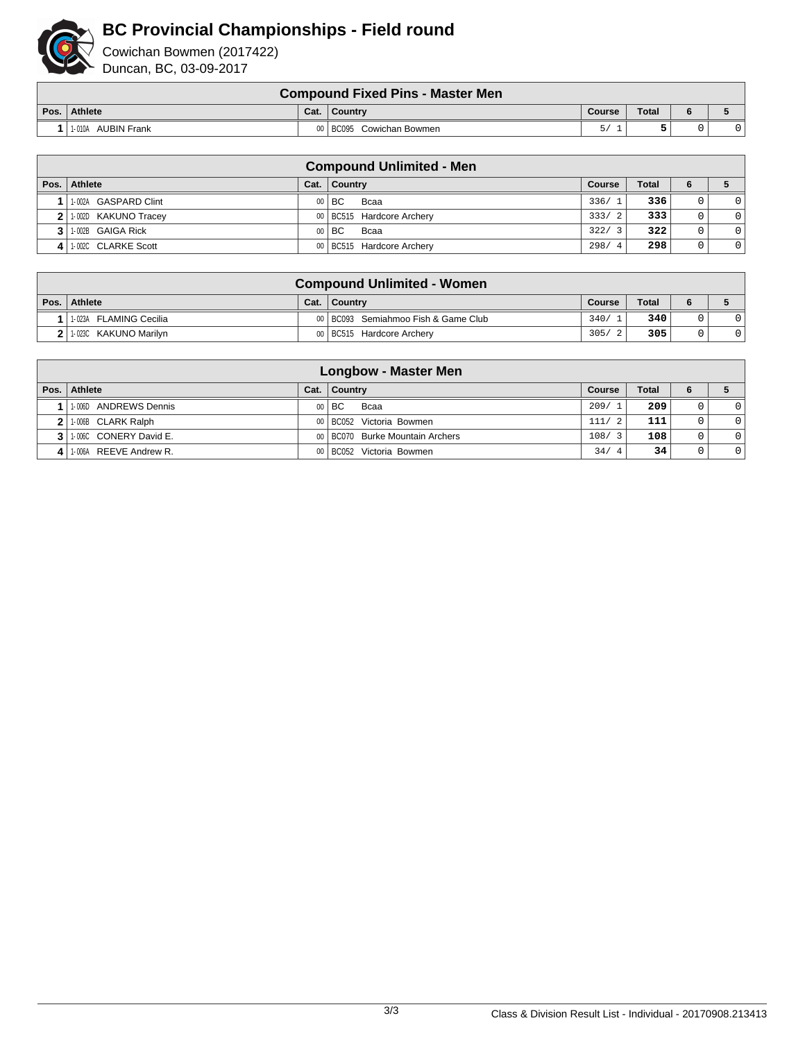# BC Provincial Championships - Field round

Cowichan Bowmen (2017422)
Duncan, BC, 03-09-2017

## Compound Fixed Pins - Master Men

| Pos. | Athlete | Cat. | Country | Course | Total | 6 | 5 |
|---|---|---|---|---|---|---|---|
| 1 | 1-010A AUBIN Frank | 00 | BC095 Cowichan Bowmen | 5/ 1 | 5 | 0 | 0 |

## Compound Unlimited - Men

| Pos. | Athlete | Cat. | Country | Course | Total | 6 | 5 |
|---|---|---|---|---|---|---|---|
| 1 | 1-002A GASPARD Clint | 00 | BC Bcaa | 336/ 1 | 336 | 0 | 0 |
| 2 | 1-002D KAKUNO Tracey | 00 | BC515 Hardcore Archery | 333/ 2 | 333 | 0 | 0 |
| 3 | 1-002B GAIGA Rick | 00 | BC Bcaa | 322/ 3 | 322 | 0 | 0 |
| 4 | 1-002C CLARKE Scott | 00 | BC515 Hardcore Archery | 298/ 4 | 298 | 0 | 0 |

## Compound Unlimited - Women

| Pos. | Athlete | Cat. | Country | Course | Total | 6 | 5 |
|---|---|---|---|---|---|---|---|
| 1 | 1-023A FLAMING Cecilia | 00 | BC093 Semiahmoo Fish & Game Club | 340/ 1 | 340 | 0 | 0 |
| 2 | 1-023C KAKUNO Marilyn | 00 | BC515 Hardcore Archery | 305/ 2 | 305 | 0 | 0 |

## Longbow - Master Men

| Pos. | Athlete | Cat. | Country | Course | Total | 6 | 5 |
|---|---|---|---|---|---|---|---|
| 1 | 1-006D ANDREWS Dennis | 00 | BC Bcaa | 209/ 1 | 209 | 0 | 0 |
| 2 | 1-006B CLARK Ralph | 00 | BC052 Victoria Bowmen | 111/ 2 | 111 | 0 | 0 |
| 3 | 1-006C CONERY David E. | 00 | BC070 Burke Mountain Archers | 108/ 3 | 108 | 0 | 0 |
| 4 | 1-006A REEVE Andrew R. | 00 | BC052 Victoria Bowmen | 34/ 4 | 34 | 0 | 0 |

Class & Division Result List - Individual - 20170908.213413